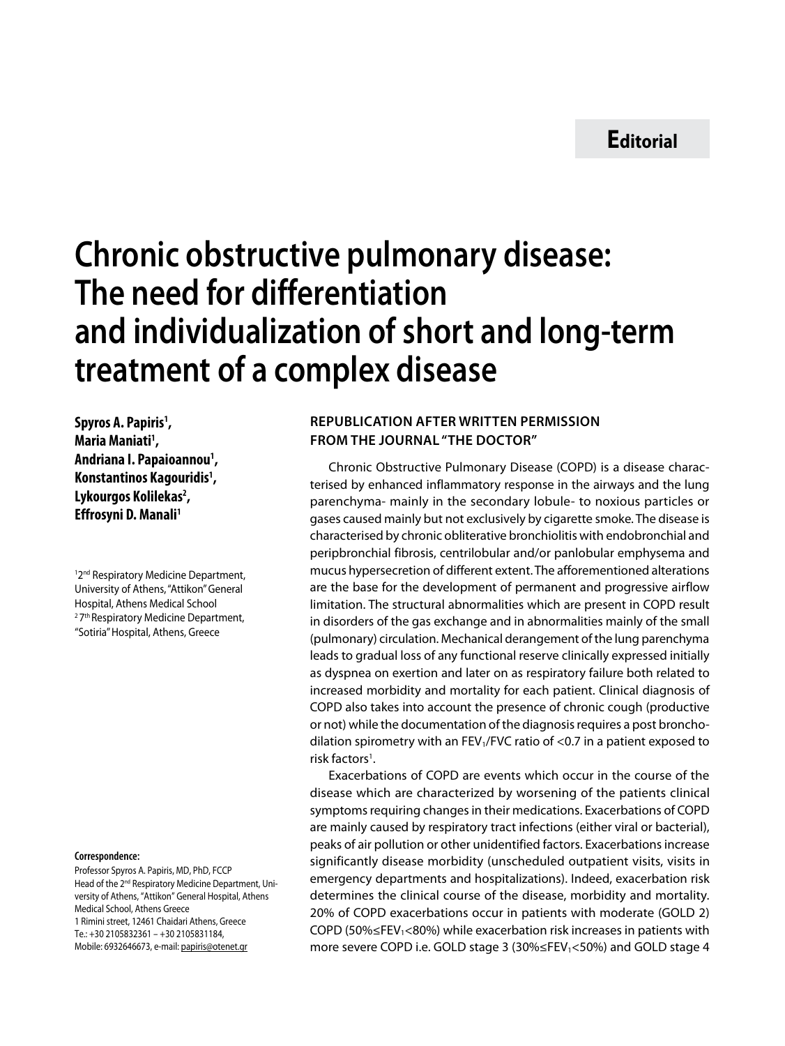Editorial

# Chronic obstructive pulmonary disease: The need for differentiation and individualization of short and long-term treatment of a complex disease

**Spyros A. Papiris[1], Maria Maniati[1], Andriana I. Papaioannou[1], Konstantinos Kagouridis[1], Lykourgos Kolilekas[2], Effrosyni D. Manali[1]**

[1]2nd Respiratory Medicine Department, University of Athens, "Attikon" General Hospital, Athens Medical School
[2]7th Respiratory Medicine Department, "Sotiria" Hospital, Athens, Greece

**Correspondence:**
Professor Spyros A. Papiris, MD, PhD, FCCP
Head of the 2nd Respiratory Medicine Department, University of Athens, "Attikon" General Hospital, Athens Medical School, Athens Greece
1 Rimini street, 12461 Chaidari Athens, Greece
Te.: +30 2105832361 – +30 2105831184,
Mobile: 6932646673, e-mail: papiris@otenet.gr

## REPUBLICATION AFTER WRITTEN PERMISSION FROM THE JOURNAL "THE DOCTOR"

Chronic Obstructive Pulmonary Disease (COPD) is a disease characterised by enhanced inflammatory response in the airways and the lung parenchyma- mainly in the secondary lobule- to noxious particles or gases caused mainly but not exclusively by cigarette smoke. The disease is characterised by chronic obliterative bronchiolitis with endobronchial and peripbronchial fibrosis, centrilobular and/or panlobular emphysema and mucus hypersecretion of different extent. The afforementioned alterations are the base for the development of permanent and progressive airflow limitation. The structural abnormalities which are present in COPD result in disorders of the gas exchange and in abnormalities mainly of the small (pulmonary) circulation. Mechanical derangement of the lung parenchyma leads to gradual loss of any functional reserve clinically expressed initially as dyspnea on exertion and later on as respiratory failure both related to increased morbidity and mortality for each patient. Clinical diagnosis of COPD also takes into account the presence of chronic cough (productive or not) while the documentation of the diagnosis requires a post bronchodilation spirometry with an $FEV_1/FVC$ ratio of <0.7 in a patient exposed to risk factors[1].

Exacerbations of COPD are events which occur in the course of the disease which are characterized by worsening of the patients clinical symptoms requiring changes in their medications. Exacerbations of COPD are mainly caused by respiratory tract infections (either viral or bacterial), peaks of air pollution or other unidentified factors. Exacerbations increase significantly disease morbidity (unscheduled outpatient visits, visits in emergency departments and hospitalizations). Indeed, exacerbation risk determines the clinical course of the disease, morbidity and mortality. 20% of COPD exacerbations occur in patients with moderate (GOLD 2) COPD ($50\% \leq FEV_1 < 80\%$) while exacerbation risk increases in patients with more severe COPD i.e. GOLD stage 3 ($30\% \leq FEV_1 < 50\%$) and GOLD stage 4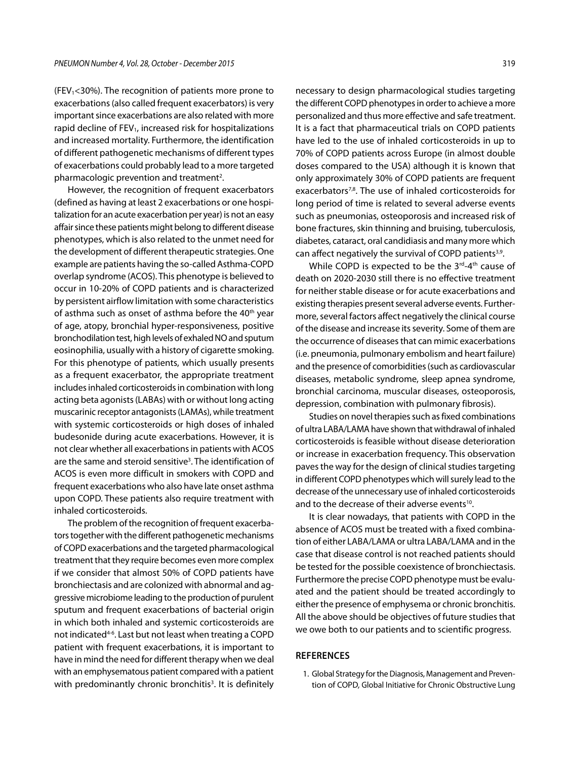($FEV_1$<30%). The recognition of patients more prone to exacerbations (also called frequent exacerbators) is very important since exacerbations are also related with more rapid decline of $FEV_1$, increased risk for hospitalizations and increased mortality. Furthermore, the identification of different pathogenetic mechanisms of different types of exacerbations could probably lead to a more targeted pharmacologic prevention and treatment[2].

However, the recognition of frequent exacerbators (defined as having at least 2 exacerbations or one hospitalization for an acute exacerbation per year) is not an easy affair since these patients might belong to different disease phenotypes, which is also related to the unmet need for the development of different therapeutic strategies. One example are patients having the so-called Asthma-COPD overlap syndrome (ACOS). This phenotype is believed to occur in 10-20% of COPD patients and is characterized by persistent airflow limitation with some characteristics of asthma such as onset of asthma before the 40th year of age, atopy, bronchial hyper-responsiveness, positive bronchodilation test, high levels of exhaled NO and sputum eosinophilia, usually with a history of cigarette smoking. For this phenotype of patients, which usually presents as a frequent exacerbator, the appropriate treatment includes inhaled corticosteroids in combination with long acting beta agonists (LABAs) with or without long acting muscarinic receptor antagonists (LAMAs), while treatment with systemic corticosteroids or high doses of inhaled budesonide during acute exacerbations. However, it is not clear whether all exacerbations in patients with ACOS are the same and steroid sensitive[3]. The identification of ACOS is even more difficult in smokers with COPD and frequent exacerbations who also have late onset asthma upon COPD. These patients also require treatment with inhaled corticosteroids.

The problem of the recognition of frequent exacerbators together with the different pathogenetic mechanisms of COPD exacerbations and the targeted pharmacological treatment that they require becomes even more complex if we consider that almost 50% of COPD patients have bronchiectasis and are colonized with abnormal and aggressive microbiome leading to the production of purulent sputum and frequent exacerbations of bacterial origin in which both inhaled and systemic corticosteroids are not indicated[4-6]. Last but not least when treating a COPD patient with frequent exacerbations, it is important to have in mind the need for different therapy when we deal with an emphysematous patient compared with a patient with predominantly chronic bronchitis[3]. It is definitely necessary to design pharmacological studies targeting the different COPD phenotypes in order to achieve a more personalized and thus more effective and safe treatment. It is a fact that pharmaceutical trials on COPD patients have led to the use of inhaled corticosteroids in up to 70% of COPD patients across Europe (in almost double doses compared to the USA) although it is known that only approximately 30% of COPD patients are frequent exacerbators[7,8]. The use of inhaled corticosteroids for long period of time is related to several adverse events such as pneumonias, osteoporosis and increased risk of bone fractures, skin thinning and bruising, tuberculosis, diabetes, cataract, oral candidiasis and many more which can affect negatively the survival of COPD patients[3,9].

While COPD is expected to be the 3rd-4th cause of death on 2020-2030 still there is no effective treatment for neither stable disease or for acute exacerbations and existing therapies present several adverse events. Furthermore, several factors affect negatively the clinical course of the disease and increase its severity. Some of them are the occurrence of diseases that can mimic exacerbations (i.e. pneumonia, pulmonary embolism and heart failure) and the presence of comorbidities (such as cardiovascular diseases, metabolic syndrome, sleep apnea syndrome, bronchial carcinoma, muscular diseases, osteoporosis, depression, combination with pulmonary fibrosis).

Studies on novel therapies such as fixed combinations of ultra LABA/LAMA have shown that withdrawal of inhaled corticosteroids is feasible without disease deterioration or increase in exacerbation frequency. This observation paves the way for the design of clinical studies targeting in different COPD phenotypes which will surely lead to the decrease of the unnecessary use of inhaled corticosteroids and to the decrease of their adverse events[10].

It is clear nowadays, that patients with COPD in the absence of ACOS must be treated with a fixed combination of either LABA/LAMA or ultra LABA/LAMA and in the case that disease control is not reached patients should be tested for the possible coexistence of bronchiectasis. Furthermore the precise COPD phenotype must be evaluated and the patient should be treated accordingly to either the presence of emphysema or chronic bronchitis. All the above should be objectives of future studies that we owe both to our patients and to scientific progress.

## REFERENCES

1. Global Strategy for the Diagnosis, Management and Prevention of COPD, Global Initiative for Chronic Obstructive Lung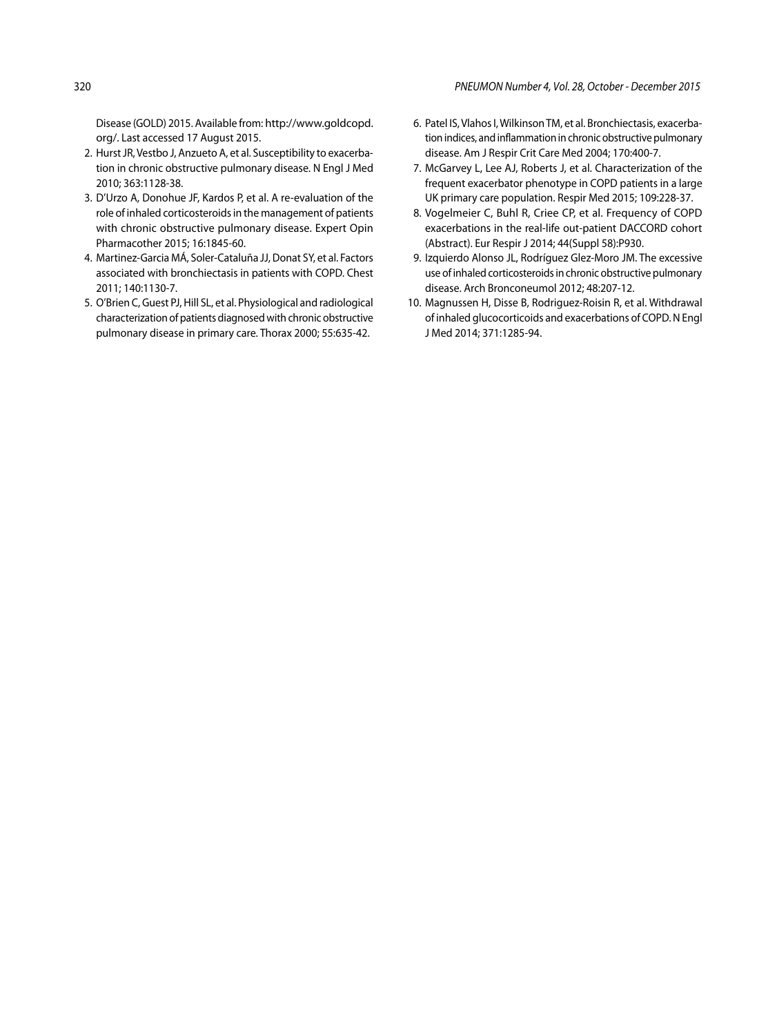Disease (GOLD) 2015. Available from: http://www.goldcopd.org/. Last accessed 17 August 2015.

2. Hurst JR, Vestbo J, Anzueto A, et al. Susceptibility to exacerbation in chronic obstructive pulmonary disease. N Engl J Med 2010; 363:1128-38.
3. D'Urzo A, Donohue JF, Kardos P, et al. A re-evaluation of the role of inhaled corticosteroids in the management of patients with chronic obstructive pulmonary disease. Expert Opin Pharmacother 2015; 16:1845-60.
4. Martinez-Garcia MÁ, Soler-Cataluña JJ, Donat SY, et al. Factors associated with bronchiectasis in patients with COPD. Chest 2011; 140:1130-7.
5. O'Brien C, Guest PJ, Hill SL, et al. Physiological and radiological characterization of patients diagnosed with chronic obstructive pulmonary disease in primary care. Thorax 2000; 55:635-42.
6. Patel IS, Vlahos I, Wilkinson TM, et al. Bronchiectasis, exacerbation indices, and inflammation in chronic obstructive pulmonary disease. Am J Respir Crit Care Med 2004; 170:400-7.
7. McGarvey L, Lee AJ, Roberts J, et al. Characterization of the frequent exacerbator phenotype in COPD patients in a large UK primary care population. Respir Med 2015; 109:228-37.
8. Vogelmeier C, Buhl R, Criee CP, et al. Frequency of COPD exacerbations in the real-life out-patient DACCORD cohort (Abstract). Eur Respir J 2014; 44(Suppl 58):P930.
9. Izquierdo Alonso JL, Rodríguez Glez-Moro JM. The excessive use of inhaled corticosteroids in chronic obstructive pulmonary disease. Arch Bronconeumol 2012; 48:207-12.
10. Magnussen H, Disse B, Rodriguez-Roisin R, et al. Withdrawal of inhaled glucocorticoids and exacerbations of COPD. N Engl J Med 2014; 371:1285-94.